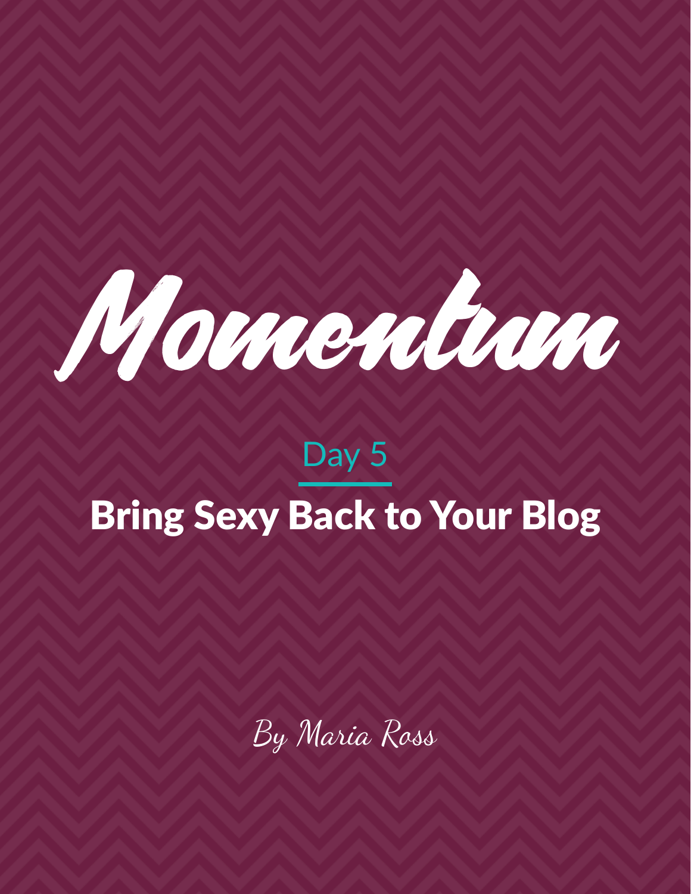# Momentum

## Day 5

## Bring Sexy Back to Your Blog

*By Maria Ross*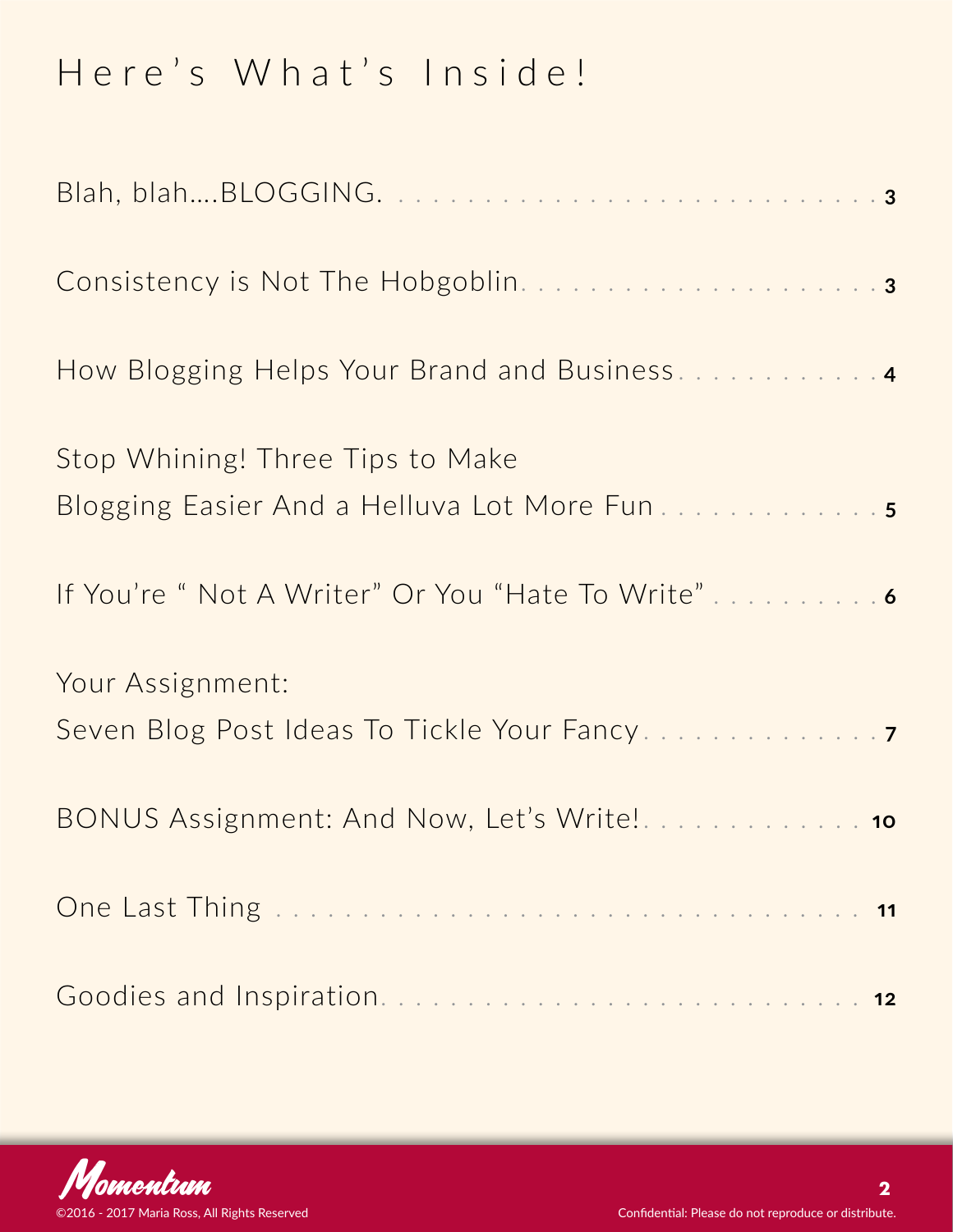# Here's What's Inside!

| | |
|---|---|
| Blah, blah....BLOGGING. | 3 |
| Consistency is Not The Hobgoblin | 3 |
| How Blogging Helps Your Brand and Business | 4 |
| Stop Whining! Three Tips to Make Blogging Easier And a Helluva Lot More Fun | 5 |
| If You're " Not A Writer" Or You "Hate To Write" | 6 |
| Your Assignment: Seven Blog Post Ideas To Tickle Your Fancy | 7 |
| BONUS Assignment: And Now, Let's Write! | 10 |
| One Last Thing | 11 |
| Goodies and Inspiration | 12 |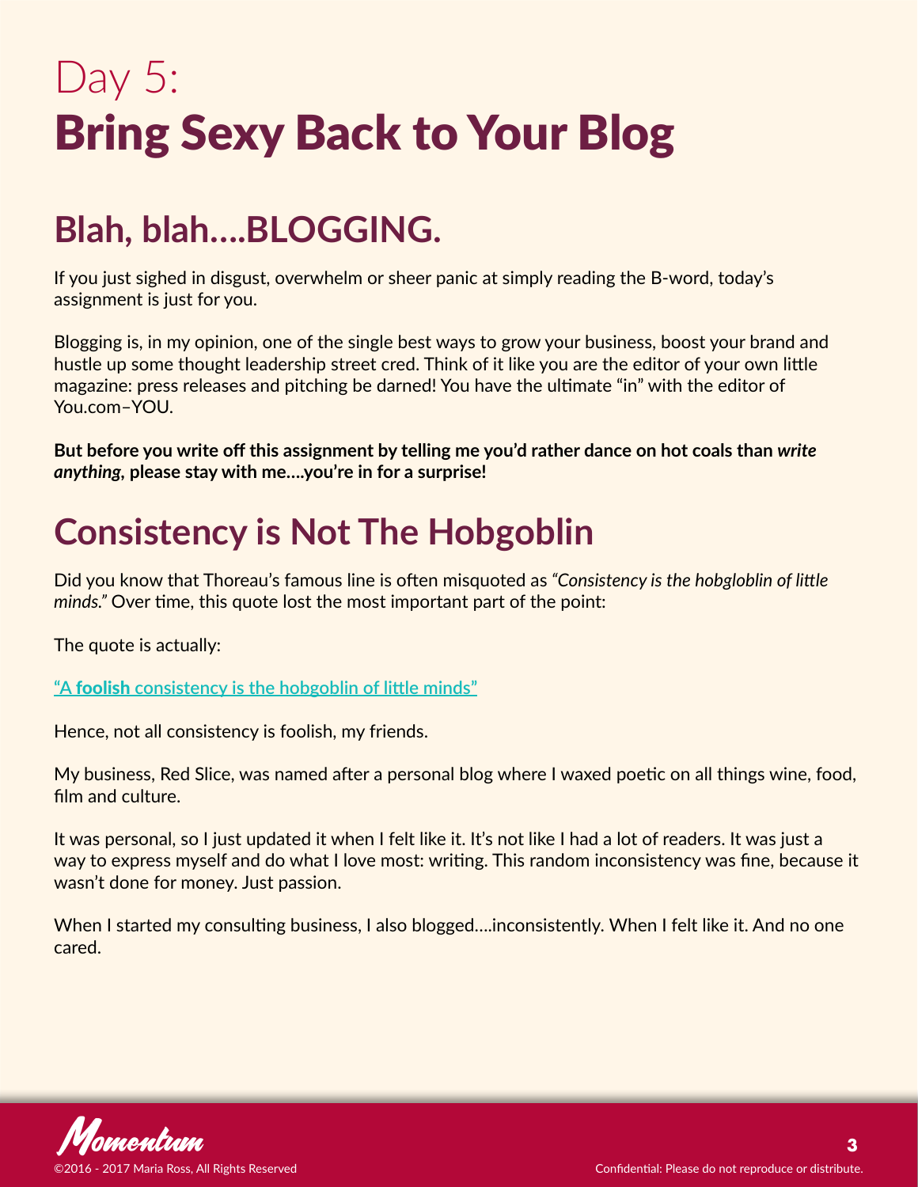# Day 5:
# Bring Sexy Back to Your Blog

## Blah, blah....BLOGGING.

If you just sighed in disgust, overwhelm or sheer panic at simply reading the B-word, today's assignment is just for you.

Blogging is, in my opinion, one of the single best ways to grow your business, boost your brand and hustle up some thought leadership street cred. Think of it like you are the editor of your own little magazine: press releases and pitching be darned! You have the ultimate "in" with the editor of You.com–YOU.

**But before you write off this assignment by telling me you'd rather dance on hot coals than *write anything,* please stay with me....you're in for a surprise!**

## Consistency is Not The Hobgoblin

Did you know that Thoreau's famous line is often misquoted as *"Consistency is the hobgloblin of little minds."* Over time, this quote lost the most important part of the point:

The quote is actually:

"A **foolish** consistency is the hobgoblin of little minds"

Hence, not all consistency is foolish, my friends.

My business, Red Slice, was named after a personal blog where I waxed poetic on all things wine, food, film and culture.

It was personal, so I just updated it when I felt like it. It's not like I had a lot of readers. It was just a way to express myself and do what I love most: writing. This random inconsistency was fine, because it wasn't done for money. Just passion.

When I started my consulting business, I also blogged....inconsistently. When I felt like it. And no one cared.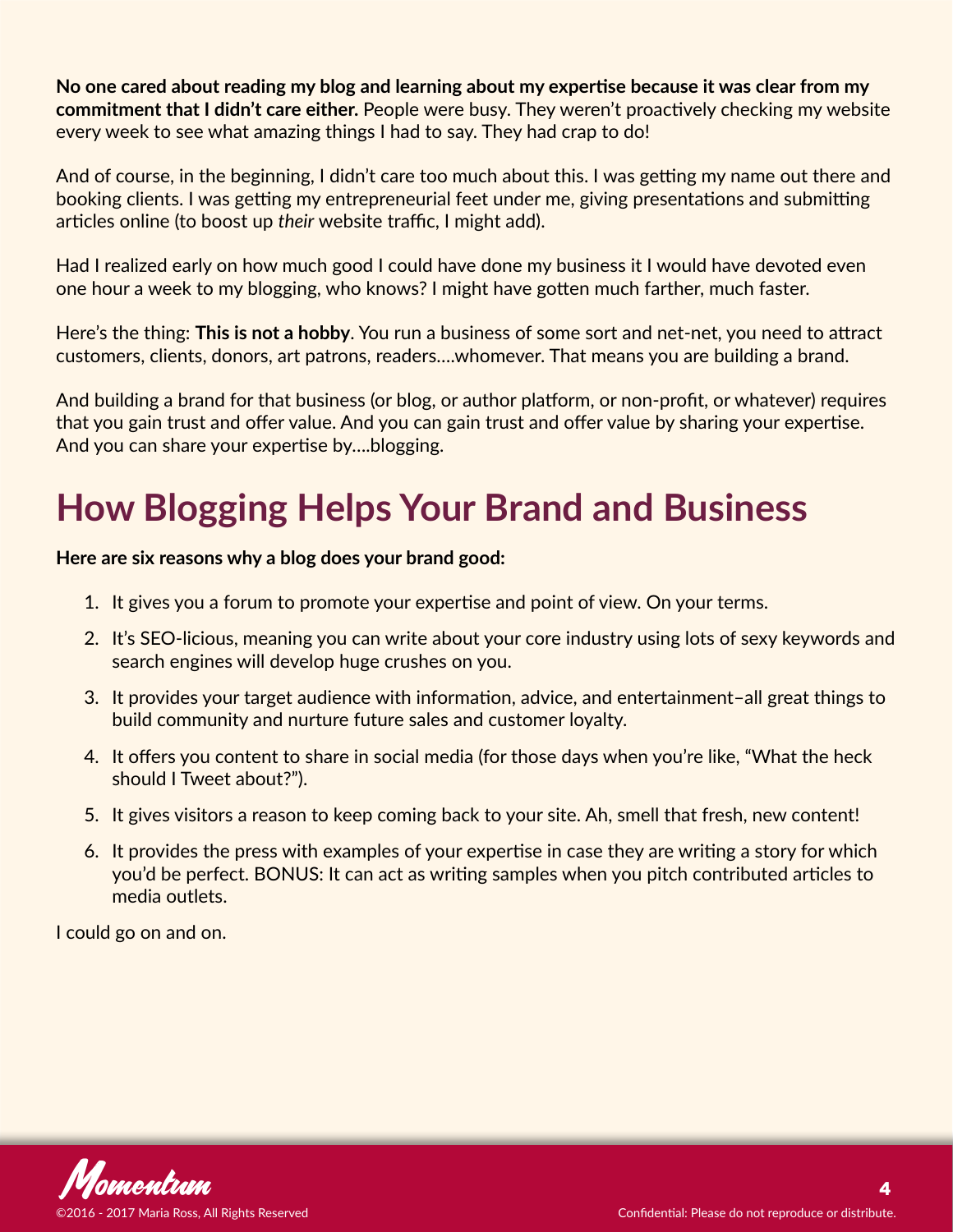**No one cared about reading my blog and learning about my expertise because it was clear from my commitment that I didn't care either.** People were busy. They weren't proactively checking my website every week to see what amazing things I had to say. They had crap to do!

And of course, in the beginning, I didn't care too much about this. I was getting my name out there and booking clients. I was getting my entrepreneurial feet under me, giving presentations and submitting articles online (to boost up *their* website traffic, I might add).

Had I realized early on how much good I could have done my business it I would have devoted even one hour a week to my blogging, who knows? I might have gotten much farther, much faster.

Here's the thing: **This is not a hobby**. You run a business of some sort and net-net, you need to attract customers, clients, donors, art patrons, readers….whomever. That means you are building a brand.

And building a brand for that business (or blog, or author platform, or non-profit, or whatever) requires that you gain trust and offer value. And you can gain trust and offer value by sharing your expertise. And you can share your expertise by….blogging.

# How Blogging Helps Your Brand and Business

**Here are six reasons why a blog does your brand good:**

1. It gives you a forum to promote your expertise and point of view. On your terms.
2. It's SEO-licious, meaning you can write about your core industry using lots of sexy keywords and search engines will develop huge crushes on you.
3. It provides your target audience with information, advice, and entertainment–all great things to build community and nurture future sales and customer loyalty.
4. It offers you content to share in social media (for those days when you're like, "What the heck should I Tweet about?").
5. It gives visitors a reason to keep coming back to your site. Ah, smell that fresh, new content!
6. It provides the press with examples of your expertise in case they are writing a story for which you'd be perfect. BONUS: It can act as writing samples when you pitch contributed articles to media outlets.

I could go on and on.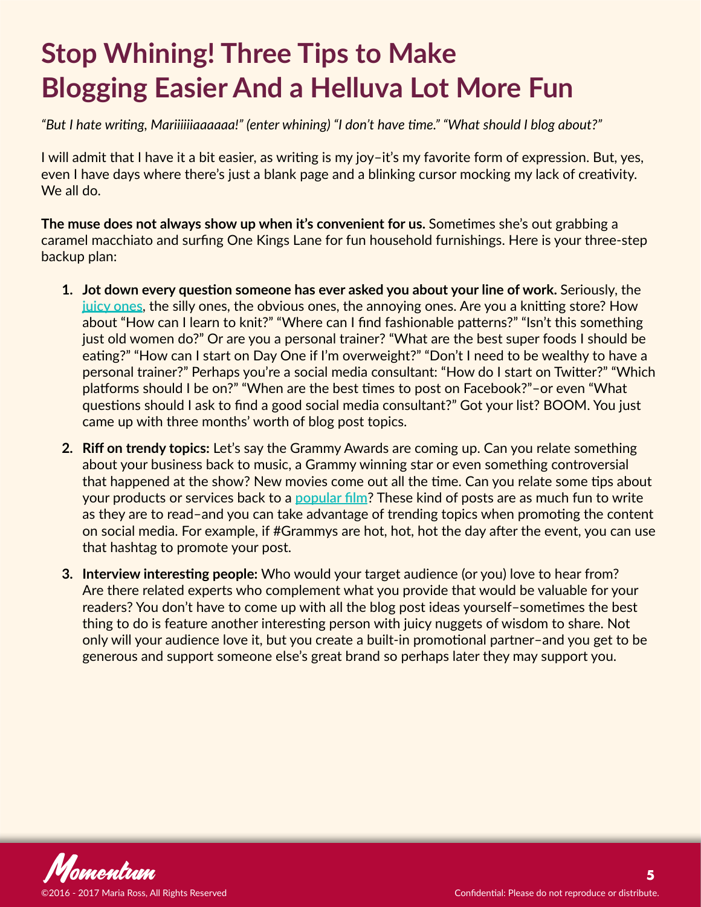# Stop Whining! Three Tips to Make Blogging Easier And a Helluva Lot More Fun

*"But I hate writing, Mariiiiiiaaaaaa!" (enter whining) "I don't have time." "What should I blog about?"*

I will admit that I have it a bit easier, as writing is my joy–it's my favorite form of expression. But, yes, even I have days where there's just a blank page and a blinking cursor mocking my lack of creativity. We all do.

**The muse does not always show up when it's convenient for us.** Sometimes she's out grabbing a caramel macchiato and surfing One Kings Lane for fun household furnishings. Here is your three-step backup plan:

1. **Jot down every question someone has ever asked you about your line of work.** Seriously, the juicy ones, the silly ones, the obvious ones, the annoying ones. Are you a knitting store? How about "How can I learn to knit?" "Where can I find fashionable patterns?" "Isn't this something just old women do?" Or are you a personal trainer? "What are the best super foods I should be eating?" "How can I start on Day One if I'm overweight?" "Don't I need to be wealthy to have a personal trainer?" Perhaps you're a social media consultant: "How do I start on Twitter?" "Which platforms should I be on?" "When are the best times to post on Facebook?"–or even "What questions should I ask to find a good social media consultant?" Got your list? BOOM. You just came up with three months' worth of blog post topics.

2. **Riff on trendy topics:** Let's say the Grammy Awards are coming up. Can you relate something about your business back to music, a Grammy winning star or even something controversial that happened at the show? New movies come out all the time. Can you relate some tips about your products or services back to a popular film? These kind of posts are as much fun to write as they are to read–and you can take advantage of trending topics when promoting the content on social media. For example, if #Grammys are hot, hot, hot the day after the event, you can use that hashtag to promote your post.

3. **Interview interesting people:** Who would your target audience (or you) love to hear from? Are there related experts who complement what you provide that would be valuable for your readers? You don't have to come up with all the blog post ideas yourself–sometimes the best thing to do is feature another interesting person with juicy nuggets of wisdom to share. Not only will your audience love it, but you create a built-in promotional partner–and you get to be generous and support someone else's great brand so perhaps later they may support you.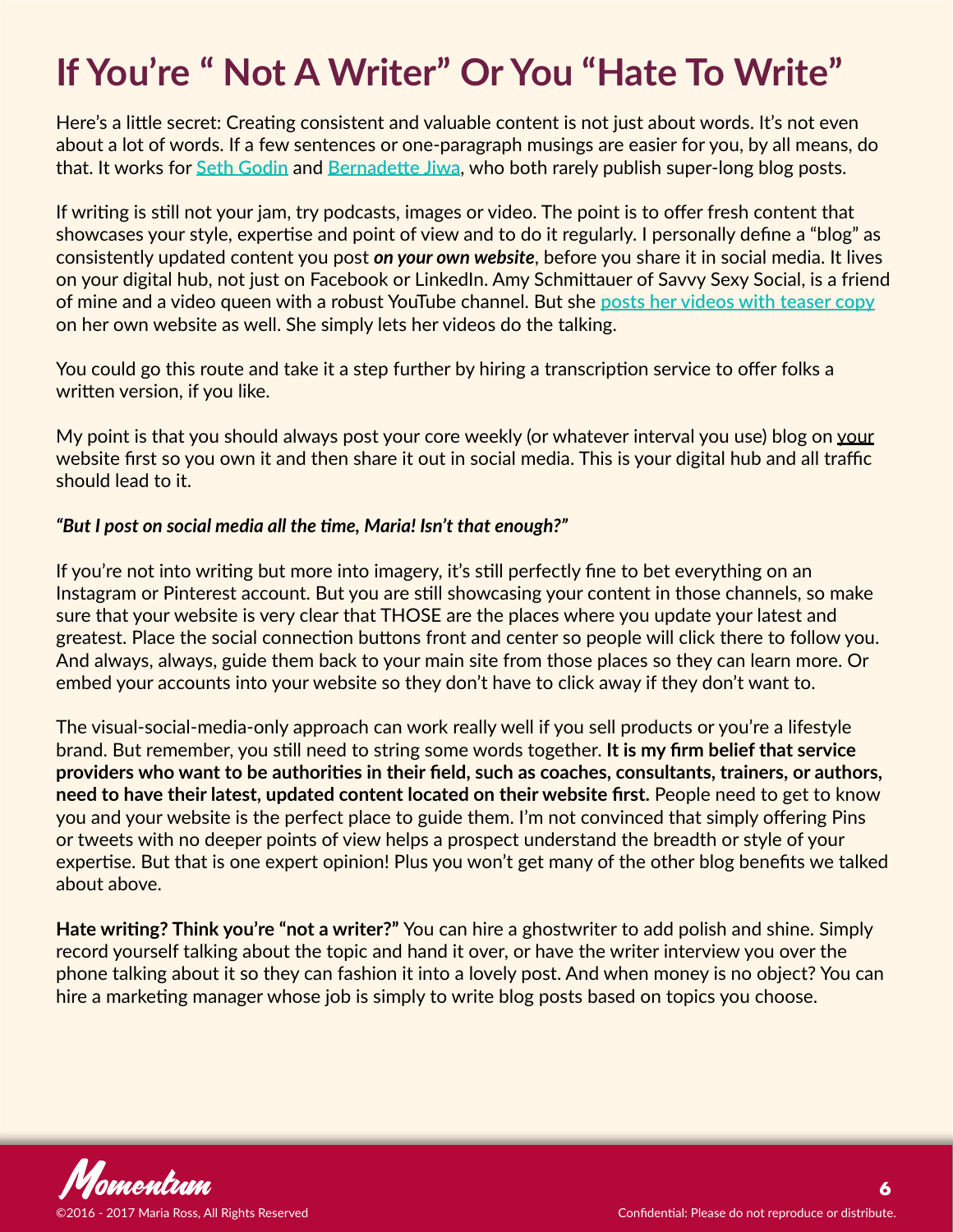# If You're " Not A Writer" Or You "Hate To Write"

Here's a little secret: Creating consistent and valuable content is not just about words. It's not even about a lot of words. If a few sentences or one-paragraph musings are easier for you, by all means, do that. It works for Seth Godin and Bernadette Jiwa, who both rarely publish super-long blog posts.

If writing is still not your jam, try podcasts, images or video. The point is to offer fresh content that showcases your style, expertise and point of view and to do it regularly. I personally define a "blog" as consistently updated content you post ***on your own website***, before you share it in social media. It lives on your digital hub, not just on Facebook or LinkedIn. Amy Schmittauer of Savvy Sexy Social, is a friend of mine and a video queen with a robust YouTube channel. But she posts her videos with teaser copy on her own website as well. She simply lets her videos do the talking.

You could go this route and take it a step further by hiring a transcription service to offer folks a written version, if you like.

My point is that you should always post your core weekly (or whatever interval you use) blog on your website first so you own it and then share it out in social media. This is your digital hub and all traffic should lead to it.

***"But I post on social media all the time, Maria! Isn't that enough?"***

If you're not into writing but more into imagery, it's still perfectly fine to bet everything on an Instagram or Pinterest account. But you are still showcasing your content in those channels, so make sure that your website is very clear that THOSE are the places where you update your latest and greatest. Place the social connection buttons front and center so people will click there to follow you. And always, always, guide them back to your main site from those places so they can learn more. Or embed your accounts into your website so they don't have to click away if they don't want to.

The visual-social-media-only approach can work really well if you sell products or you're a lifestyle brand. But remember, you still need to string some words together. **It is my firm belief that service providers who want to be authorities in their field, such as coaches, consultants, trainers, or authors, need to have their latest, updated content located on their website first.** People need to get to know you and your website is the perfect place to guide them. I'm not convinced that simply offering Pins or tweets with no deeper points of view helps a prospect understand the breadth or style of your expertise. But that is one expert opinion! Plus you won't get many of the other blog benefits we talked about above.

**Hate writing? Think you're "not a writer?"** You can hire a ghostwriter to add polish and shine. Simply record yourself talking about the topic and hand it over, or have the writer interview you over the phone talking about it so they can fashion it into a lovely post. And when money is no object? You can hire a marketing manager whose job is simply to write blog posts based on topics you choose.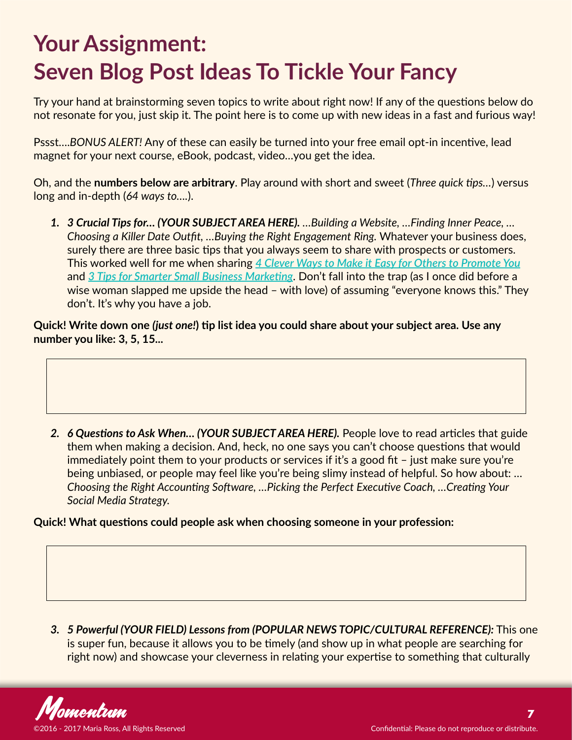# Your Assignment: Seven Blog Post Ideas To Tickle Your Fancy

Try your hand at brainstorming seven topics to write about right now! If any of the questions below do not resonate for you, just skip it. The point here is to come up with new ideas in a fast and furious way!

Pssst….*BONUS ALERT!* Any of these can easily be turned into your free email opt-in incentive, lead magnet for your next course, eBook, podcast, video…you get the idea.

Oh, and the **numbers below are arbitrary**. Play around with short and sweet (*Three quick tips…*) versus long and in-depth (*64 ways to….*).

1. ***3 Crucial Tips for… (YOUR SUBJECT AREA HERE).*** *…Building a Website, …Finding Inner Peace, …Choosing a Killer Date Outfit, …Buying the Right Engagement Ring.* Whatever your business does, surely there are three basic tips that you always seem to share with prospects or customers. This worked well for me when sharing *4 Clever Ways to Make it Easy for Others to Promote You* and *3 Tips for Smarter Small Business Marketing*. Don't fall into the trap (as I once did before a wise woman slapped me upside the head – with love) of assuming "everyone knows this." They don't. It's why you have a job.

**Quick! Write down one *(just one!)* tip list idea you could share about your subject area. Use any number you like: 3, 5, 15...**

2. ***6 Questions to Ask When… (YOUR SUBJECT AREA HERE).*** People love to read articles that guide them when making a decision. And, heck, no one says you can't choose questions that would immediately point them to your products or services if it's a good fit – just make sure you're being unbiased, or people may feel like you're being slimy instead of helpful. So how about: *…Choosing the Right Accounting Software, …Picking the Perfect Executive Coach, …Creating Your Social Media Strategy.*

**Quick! What questions could people ask when choosing someone in your profession:**

3. ***5 Powerful (YOUR FIELD) Lessons from (POPULAR NEWS TOPIC/CULTURAL REFERENCE):*** This one is super fun, because it allows you to be timely (and show up in what people are searching for right now) and showcase your cleverness in relating your expertise to something that culturally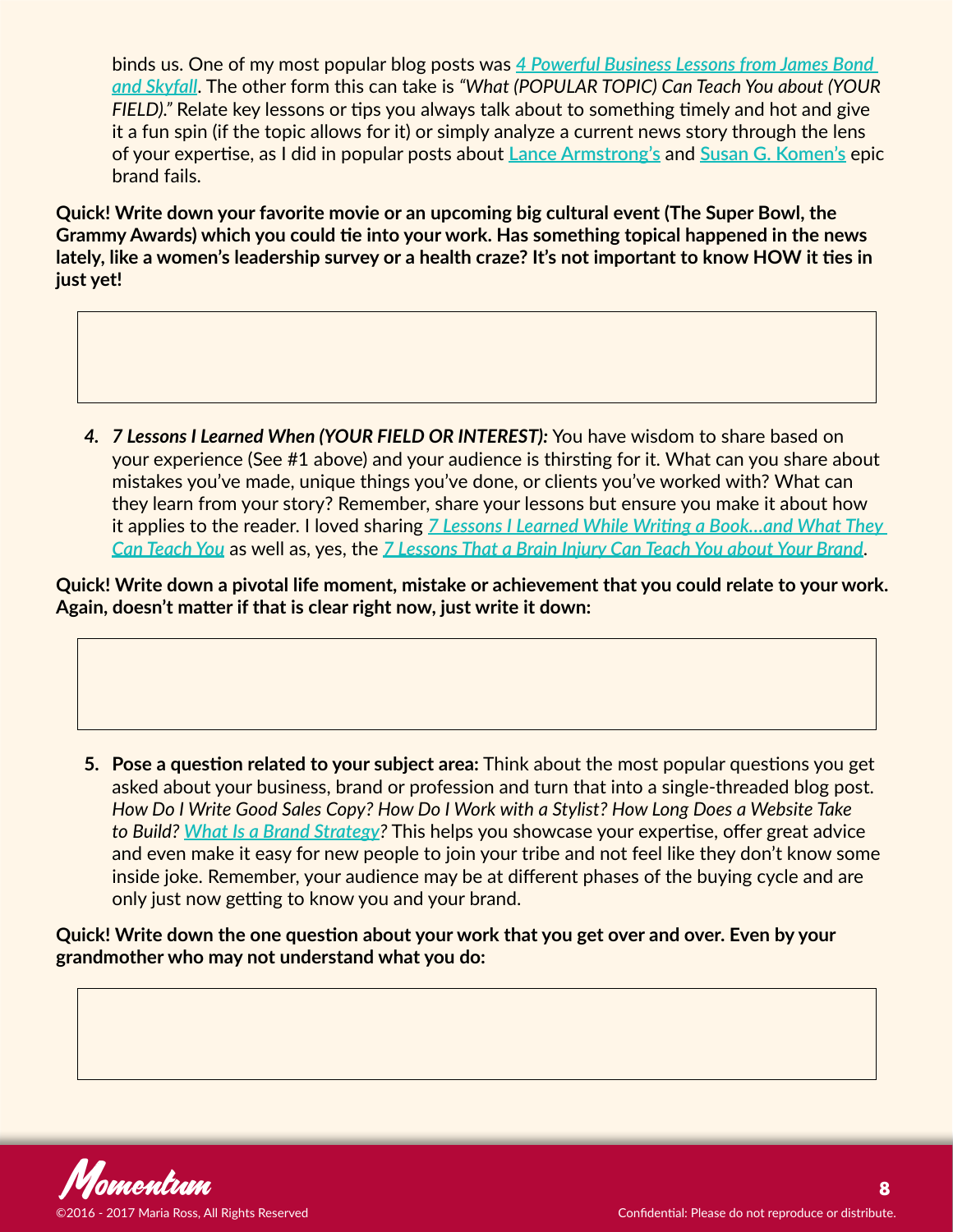binds us. One of my most popular blog posts was ***4 Powerful Business Lessons from James Bond and Skyfall***. The other form this can take is *"What (POPULAR TOPIC) Can Teach You about (YOUR FIELD)."* Relate key lessons or tips you always talk about to something timely and hot and give it a fun spin (if the topic allows for it) or simply analyze a current news story through the lens of your expertise, as I did in popular posts about Lance Armstrong's and Susan G. Komen's epic brand fails.

**Quick! Write down your favorite movie or an upcoming big cultural event (The Super Bowl, the Grammy Awards) which you could tie into your work. Has something topical happened in the news lately, like a women's leadership survey or a health craze? It's not important to know HOW it ties in just yet!**

4. ***7 Lessons I Learned When (YOUR FIELD OR INTEREST):*** You have wisdom to share based on your experience (See #1 above) and your audience is thirsting for it. What can you share about mistakes you've made, unique things you've done, or clients you've worked with? What can they learn from your story? Remember, share your lessons but ensure you make it about how it applies to the reader. I loved sharing ***7 Lessons I Learned While Writing a Book…and What They Can Teach You*** as well as, yes, the ***7 Lessons That a Brain Injury Can Teach You about Your Brand***.

**Quick! Write down a pivotal life moment, mistake or achievement that you could relate to your work. Again, doesn't matter if that is clear right now, just write it down:**

5. **Pose a question related to your subject area:** Think about the most popular questions you get asked about your business, brand or profession and turn that into a single-threaded blog post. *How Do I Write Good Sales Copy? How Do I Work with a Stylist? How Long Does a Website Take to Build? What Is a Brand Strategy?* This helps you showcase your expertise, offer great advice and even make it easy for new people to join your tribe and not feel like they don't know some inside joke. Remember, your audience may be at different phases of the buying cycle and are only just now getting to know you and your brand.

**Quick! Write down the one question about your work that you get over and over. Even by your grandmother who may not understand what you do:**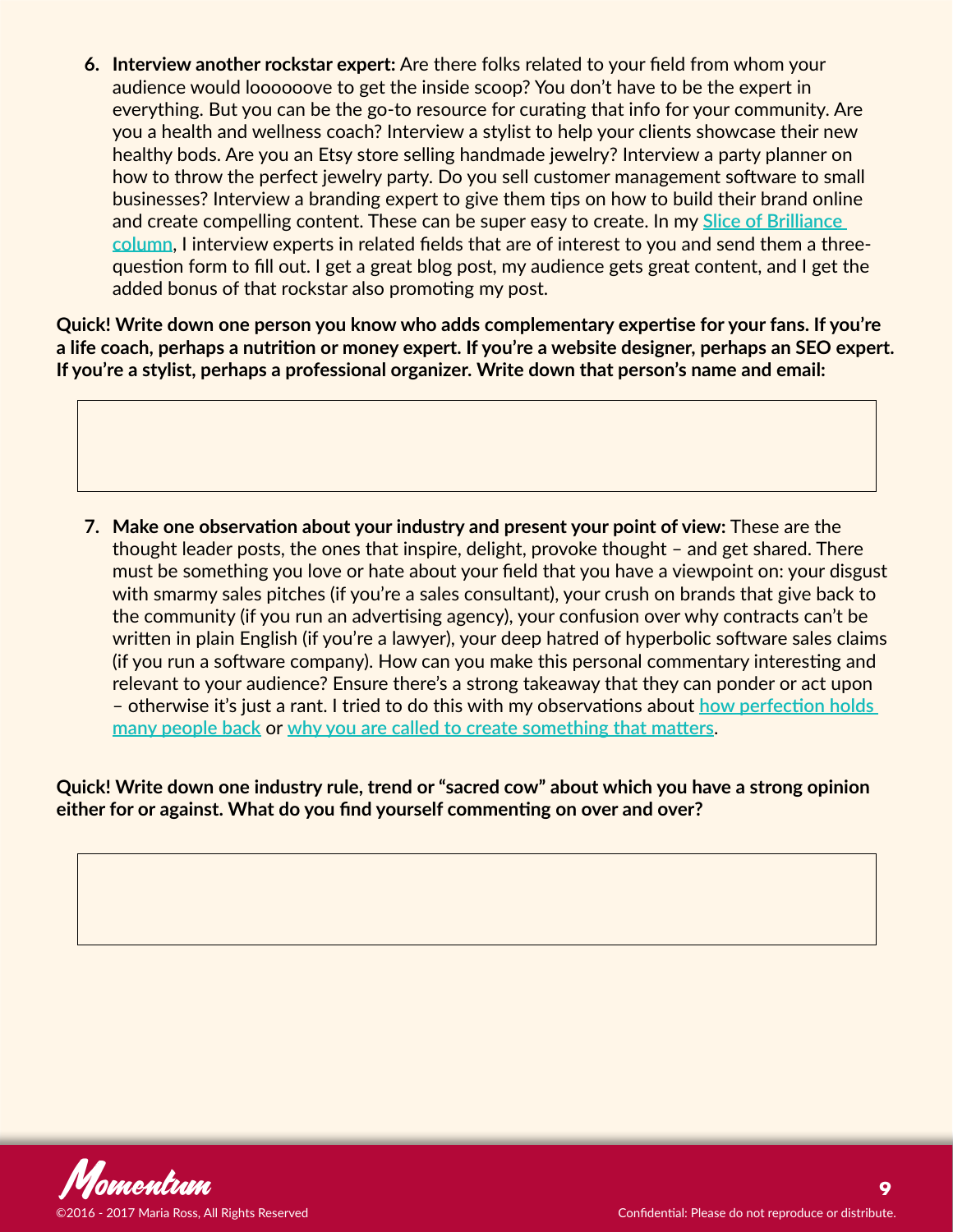6. **Interview another rockstar expert:** Are there folks related to your field from whom your audience would loooooove to get the inside scoop? You don't have to be the expert in everything. But you can be the go-to resource for curating that info for your community. Are you a health and wellness coach? Interview a stylist to help your clients showcase their new healthy bods. Are you an Etsy store selling handmade jewelry? Interview a party planner on how to throw the perfect jewelry party. Do you sell customer management software to small businesses? Interview a branding expert to give them tips on how to build their brand online and create compelling content. These can be super easy to create. In my Slice of Brilliance column, I interview experts in related fields that are of interest to you and send them a three-question form to fill out. I get a great blog post, my audience gets great content, and I get the added bonus of that rockstar also promoting my post.

**Quick! Write down one person you know who adds complementary expertise for your fans. If you're a life coach, perhaps a nutrition or money expert. If you're a website designer, perhaps an SEO expert. If you're a stylist, perhaps a professional organizer. Write down that person's name and email:**

7. **Make one observation about your industry and present your point of view:** These are the thought leader posts, the ones that inspire, delight, provoke thought – and get shared. There must be something you love or hate about your field that you have a viewpoint on: your disgust with smarmy sales pitches (if you're a sales consultant), your crush on brands that give back to the community (if you run an advertising agency), your confusion over why contracts can't be written in plain English (if you're a lawyer), your deep hatred of hyperbolic software sales claims (if you run a software company). How can you make this personal commentary interesting and relevant to your audience? Ensure there's a strong takeaway that they can ponder or act upon – otherwise it's just a rant. I tried to do this with my observations about how perfection holds many people back or why you are called to create something that matters.

**Quick! Write down one industry rule, trend or "sacred cow" about which you have a strong opinion either for or against. What do you find yourself commenting on over and over?**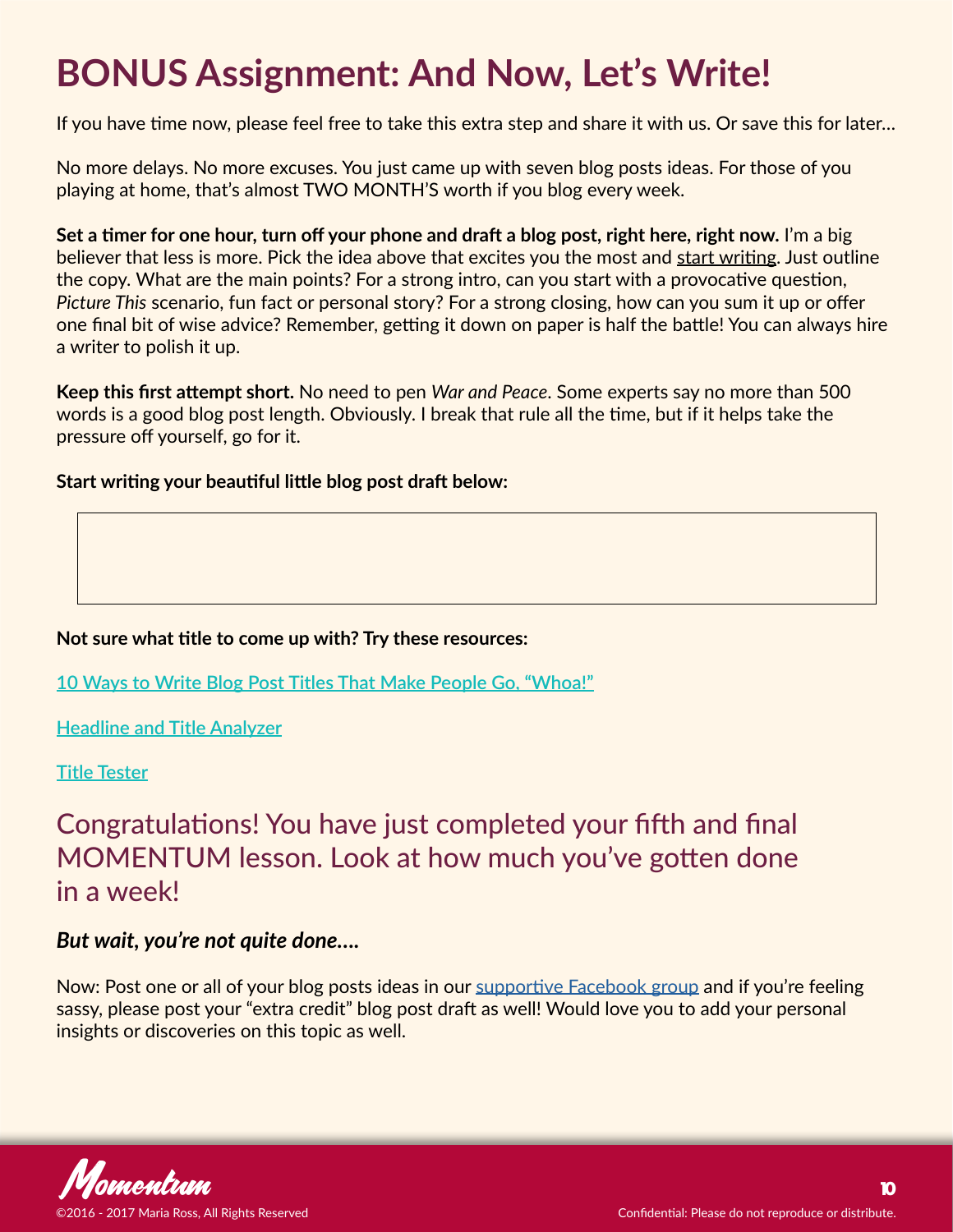# BONUS Assignment: And Now, Let's Write!

If you have time now, please feel free to take this extra step and share it with us. Or save this for later…

No more delays. No more excuses. You just came up with seven blog posts ideas. For those of you playing at home, that's almost TWO MONTH'S worth if you blog every week.

**Set a timer for one hour, turn off your phone and draft a blog post, right here, right now.** I'm a big believer that less is more. Pick the idea above that excites you the most and start writing. Just outline the copy. What are the main points? For a strong intro, can you start with a provocative question, *Picture This* scenario, fun fact or personal story? For a strong closing, how can you sum it up or offer one final bit of wise advice? Remember, getting it down on paper is half the battle! You can always hire a writer to polish it up.

**Keep this first attempt short.** No need to pen *War and Peace*. Some experts say no more than 500 words is a good blog post length. Obviously. I break that rule all the time, but if it helps take the pressure off yourself, go for it.

**Start writing your beautiful little blog post draft below:**

**Not sure what title to come up with? Try these resources:**

10 Ways to Write Blog Post Titles That Make People Go, "Whoa!"

Headline and Title Analyzer

Title Tester

## Congratulations! You have just completed your fifth and final MOMENTUM lesson. Look at how much you've gotten done in a week!

***But wait, you're not quite done….***

Now: Post one or all of your blog posts ideas in our supportive Facebook group and if you're feeling sassy, please post your "extra credit" blog post draft as well! Would love you to add your personal insights or discoveries on this topic as well.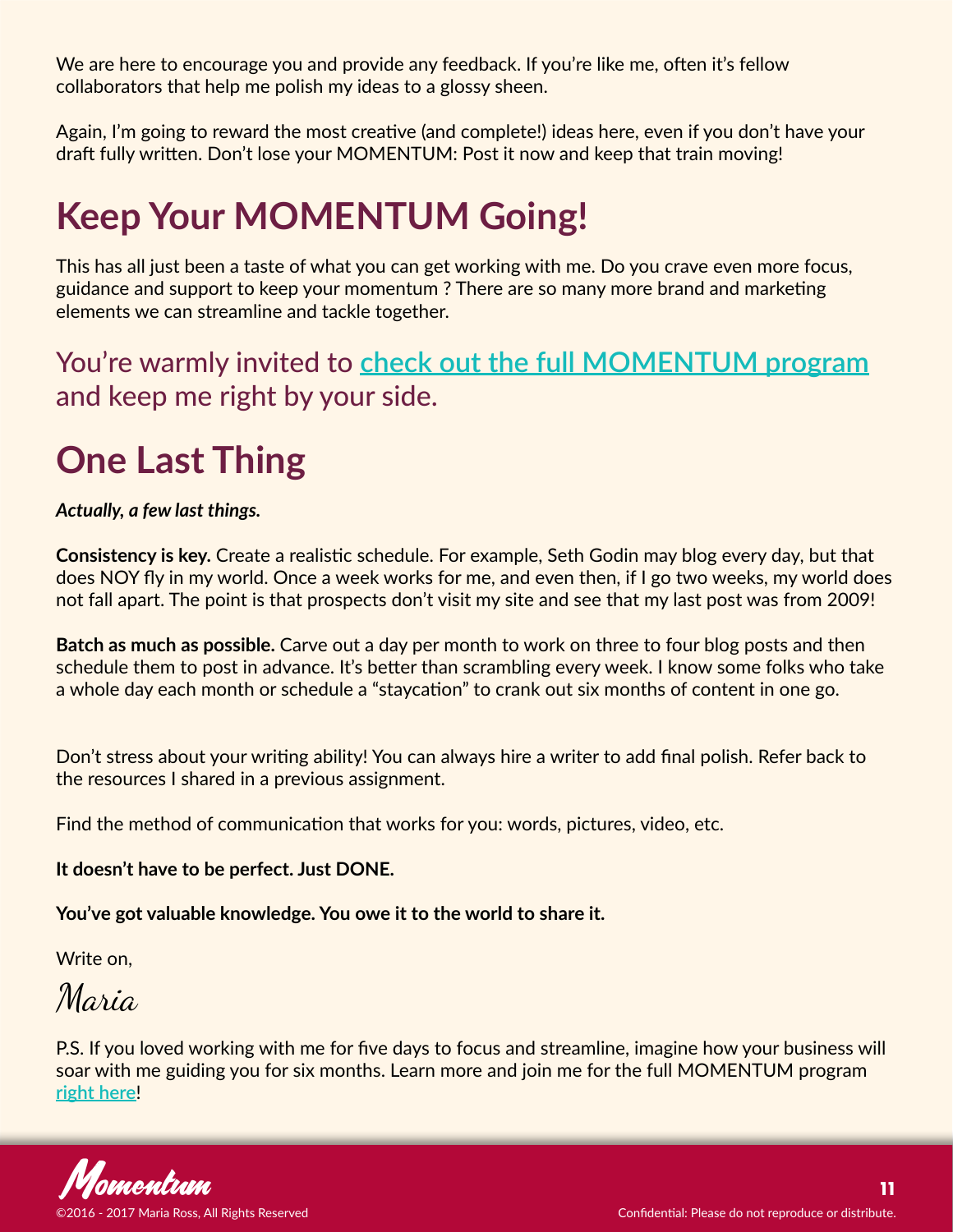We are here to encourage you and provide any feedback. If you're like me, often it's fellow collaborators that help me polish my ideas to a glossy sheen.

Again, I'm going to reward the most creative (and complete!) ideas here, even if you don't have your draft fully written. Don't lose your MOMENTUM: Post it now and keep that train moving!

# Keep Your MOMENTUM Going!

This has all just been a taste of what you can get working with me. Do you crave even more focus, guidance and support to keep your momentum ? There are so many more brand and marketing elements we can streamline and tackle together.

### You're warmly invited to [check out the full MOMENTUM program]() and keep me right by your side.

# One Last Thing

***Actually, a few last things.***

**Consistency is key.** Create a realistic schedule. For example, Seth Godin may blog every day, but that does NOY fly in my world. Once a week works for me, and even then, if I go two weeks, my world does not fall apart. The point is that prospects don't visit my site and see that my last post was from 2009!

**Batch as much as possible.** Carve out a day per month to work on three to four blog posts and then schedule them to post in advance. It's better than scrambling every week. I know some folks who take a whole day each month or schedule a "staycation" to crank out six months of content in one go.

Don't stress about your writing ability! You can always hire a writer to add final polish. Refer back to the resources I shared in a previous assignment.

Find the method of communication that works for you: words, pictures, video, etc.

**It doesn't have to be perfect. Just DONE.**

**You've got valuable knowledge. You owe it to the world to share it.**

Write on,

Maria

P.S. If you loved working with me for five days to focus and streamline, imagine how your business will soar with me guiding you for six months. Learn more and join me for the full MOMENTUM program [right here]()!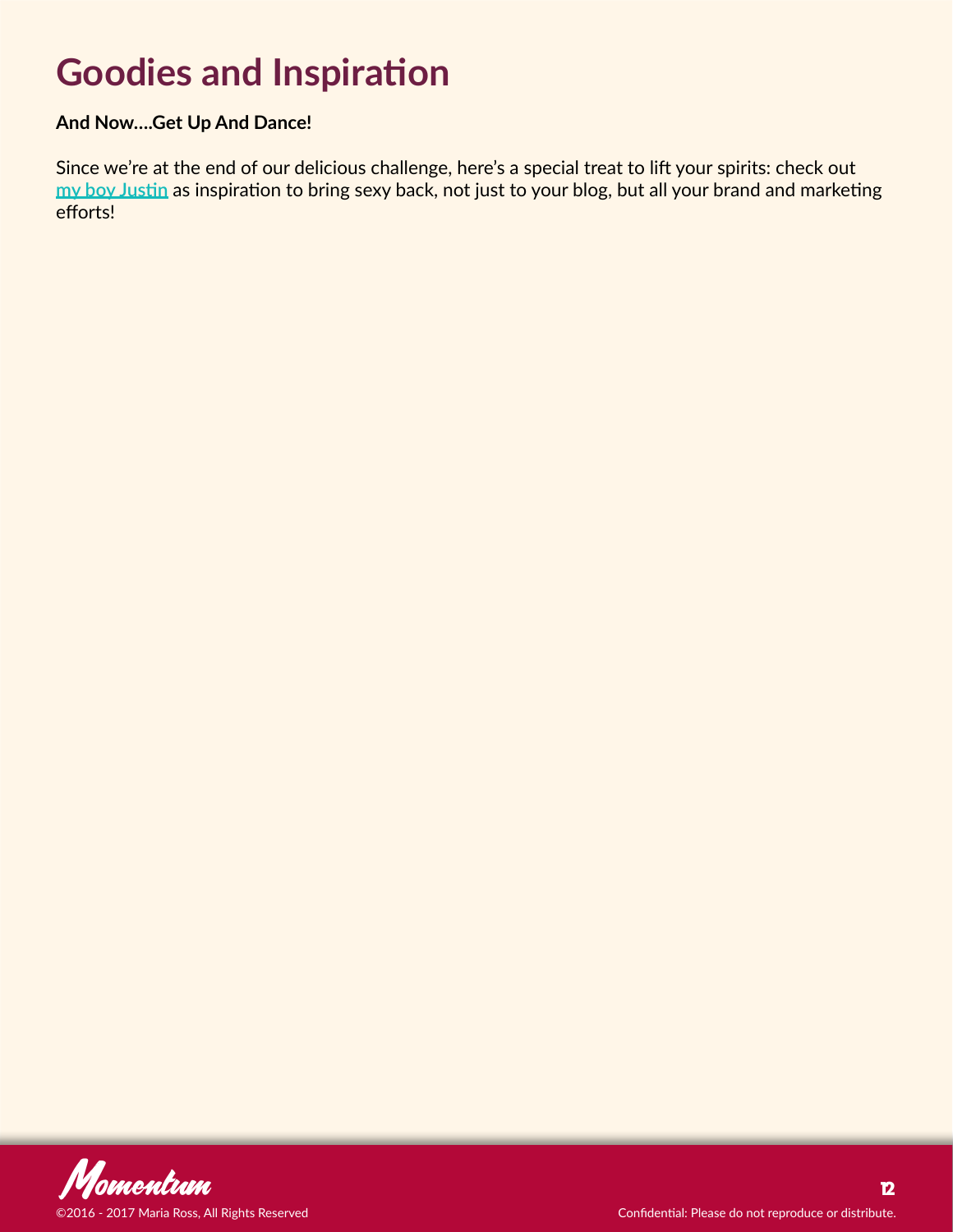# Goodies and Inspiration

**And Now….Get Up And Dance!**

Since we're at the end of our delicious challenge, here's a special treat to lift your spirits: check out my boy Justin as inspiration to bring sexy back, not just to your blog, but all your brand and marketing efforts!